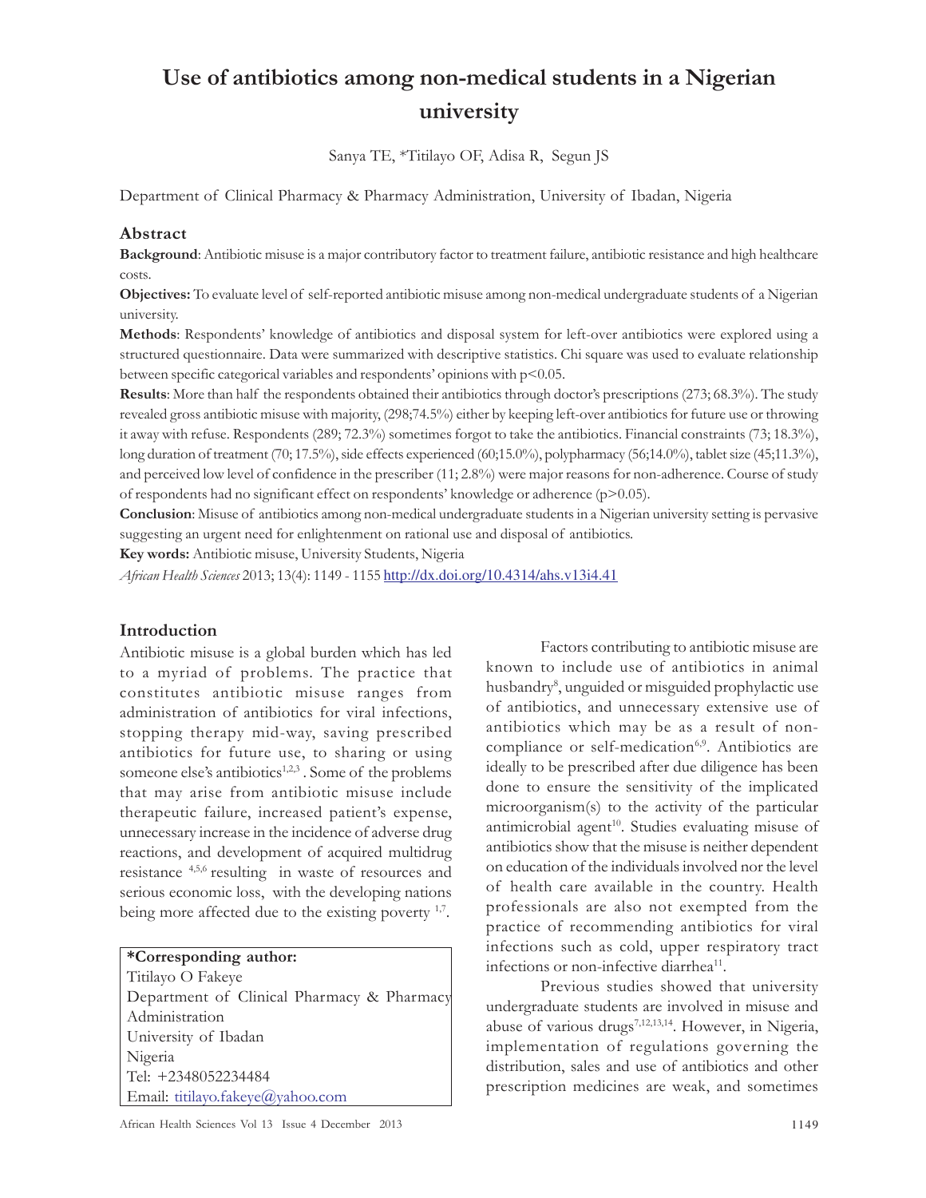# Use of antibiotics among non-medical students in a Nigerian university

Sanya TE, *Titilayo OF, Adisa R, Segun JS

Department of Clinical Pharmacy & Pharmacy Administration, University of Ibadan, Nigeria

## Abstract

**Background**: Antibiotic misuse is a major contributory factor to treatment failure, antibiotic resistance and high healthcare costs.

**Objectives:** To evaluate level of self-reported antibiotic misuse among non-medical undergraduate students of a Nigerian university.

**Methods**: Respondents' knowledge of antibiotics and disposal system for left-over antibiotics were explored using a structured questionnaire. Data were summarized with descriptive statistics. Chi square was used to evaluate relationship between specific categorical variables and respondents' opinions with $p<0.05$.

**Results**: More than half the respondents obtained their antibiotics through doctor's prescriptions (273; 68.3%). The study revealed gross antibiotic misuse with majority, (298;74.5%) either by keeping left-over antibiotics for future use or throwing it away with refuse. Respondents (289; 72.3%) sometimes forgot to take the antibiotics. Financial constraints (73; 18.3%), long duration of treatment (70; 17.5%), side effects experienced (60;15.0%), polypharmacy (56;14.0%), tablet size (45;11.3%), and perceived low level of confidence in the prescriber (11; 2.8%) were major reasons for non-adherence. Course of study of respondents had no significant effect on respondents' knowledge or adherence ($p>0.05$).

**Conclusion**: Misuse of antibiotics among non-medical undergraduate students in a Nigerian university setting is pervasive suggesting an urgent need for enlightenment on rational use and disposal of antibiotics.

**Key words:** Antibiotic misuse, University Students, Nigeria

*African Health Sciences* 2013; 13(4): 1149 - 1155 http://dx.doi.org/10.4314/ahs.v13i4.41

## Introduction

Antibiotic misuse is a global burden which has led to a myriad of problems. The practice that constitutes antibiotic misuse ranges from administration of antibiotics for viral infections, stopping therapy mid-way, saving prescribed antibiotics for future use, to sharing or using someone else's antibiotics[1,2,3]. Some of the problems that may arise from antibiotic misuse include therapeutic failure, increased patient's expense, unnecessary increase in the incidence of adverse drug reactions, and development of acquired multidrug resistance [4,5,6] resulting in waste of resources and serious economic loss, with the developing nations being more affected due to the existing poverty [1,7].

**\*Corresponding author:**
Titilayo O Fakeye
Department of Clinical Pharmacy & Pharmacy Administration
University of Ibadan
Nigeria
Tel: +2348052234484
Email: titilayo.fakeye@yahoo.com

Factors contributing to antibiotic misuse are known to include use of antibiotics in animal husbandry[8], unguided or misguided prophylactic use of antibiotics, and unnecessary extensive use of antibiotics which may be as a result of non-compliance or self-medication[6,9]. Antibiotics are ideally to be prescribed after due diligence has been done to ensure the sensitivity of the implicated microorganism(s) to the activity of the particular antimicrobial agent[10]. Studies evaluating misuse of antibiotics show that the misuse is neither dependent on education of the individuals involved nor the level of health care available in the country. Health professionals are also not exempted from the practice of recommending antibiotics for viral infections such as cold, upper respiratory tract infections or non-infective diarrhea[11].

Previous studies showed that university undergraduate students are involved in misuse and abuse of various drugs[7,12,13,14]. However, in Nigeria, implementation of regulations governing the distribution, sales and use of antibiotics and other prescription medicines are weak, and sometimes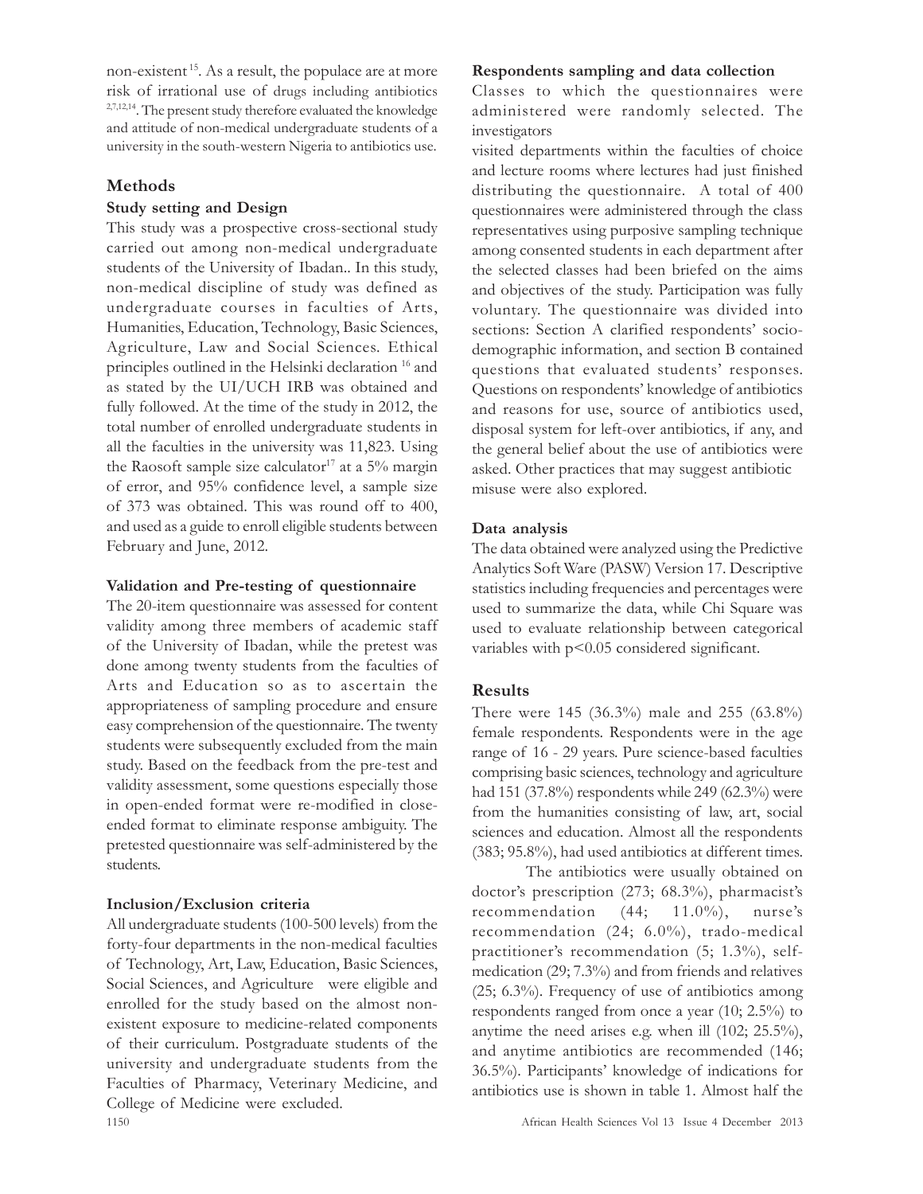non-existent [15]. As a result, the populace are at more risk of irrational use of drugs including antibiotics [2,7,12,14]. The present study therefore evaluated the knowledge and attitude of non-medical undergraduate students of a university in the south-western Nigeria to antibiotics use.

## Methods

### Study setting and Design

This study was a prospective cross-sectional study carried out among non-medical undergraduate students of the University of Ibadan.. In this study, non-medical discipline of study was defined as undergraduate courses in faculties of Arts, Humanities, Education, Technology, Basic Sciences, Agriculture, Law and Social Sciences. Ethical principles outlined in the Helsinki declaration [16] and as stated by the UI/UCH IRB was obtained and fully followed. At the time of the study in 2012, the total number of enrolled undergraduate students in all the faculties in the university was 11,823. Using the Raosoft sample size calculator[17] at a 5% margin of error, and 95% confidence level, a sample size of 373 was obtained. This was round off to 400, and used as a guide to enroll eligible students between February and June, 2012.

### Validation and Pre-testing of questionnaire

The 20-item questionnaire was assessed for content validity among three members of academic staff of the University of Ibadan, while the pretest was done among twenty students from the faculties of Arts and Education so as to ascertain the appropriateness of sampling procedure and ensure easy comprehension of the questionnaire. The twenty students were subsequently excluded from the main study. Based on the feedback from the pre-test and validity assessment, some questions especially those in open-ended format were re-modified in close-ended format to eliminate response ambiguity. The pretested questionnaire was self-administered by the students.

### Inclusion/Exclusion criteria

All undergraduate students (100-500 levels) from the forty-four departments in the non-medical faculties of Technology, Art, Law, Education, Basic Sciences, Social Sciences, and Agriculture were eligible and enrolled for the study based on the almost non-existent exposure to medicine-related components of their curriculum. Postgraduate students of the university and undergraduate students from the Faculties of Pharmacy, Veterinary Medicine, and College of Medicine were excluded.

### Respondents sampling and data collection

Classes to which the questionnaires were administered were randomly selected. The investigators visited departments within the faculties of choice and lecture rooms where lectures had just finished distributing the questionnaire. A total of 400 questionnaires were administered through the class representatives using purposive sampling technique among consented students in each department after the selected classes had been briefed on the aims and objectives of the study. Participation was fully voluntary. The questionnaire was divided into sections: Section A clarified respondents' socio-demographic information, and section B contained questions that evaluated students' responses. Questions on respondents' knowledge of antibiotics and reasons for use, source of antibiotics used, disposal system for left-over antibiotics, if any, and the general belief about the use of antibiotics were asked. Other practices that may suggest antibiotic misuse were also explored.

### Data analysis

The data obtained were analyzed using the Predictive Analytics Soft Ware (PASW) Version 17. Descriptive statistics including frequencies and percentages were used to summarize the data, while Chi Square was used to evaluate relationship between categorical variables with $p<0.05$ considered significant.

## Results

There were 145 (36.3%) male and 255 (63.8%) female respondents. Respondents were in the age range of 16 - 29 years. Pure science-based faculties comprising basic sciences, technology and agriculture had 151 (37.8%) respondents while 249 (62.3%) were from the humanities consisting of law, art, social sciences and education. Almost all the respondents (383; 95.8%), had used antibiotics at different times.

The antibiotics were usually obtained on doctor's prescription (273; 68.3%), pharmacist's recommendation (44; 11.0%), nurse's recommendation (24; 6.0%), trado-medical practitioner's recommendation (5; 1.3%), self-medication (29; 7.3%) and from friends and relatives (25; 6.3%). Frequency of use of antibiotics among respondents ranged from once a year (10; 2.5%) to anytime the need arises e.g. when ill (102; 25.5%), and anytime antibiotics are recommended (146; 36.5%). Participants' knowledge of indications for antibiotics use is shown in table 1. Almost half the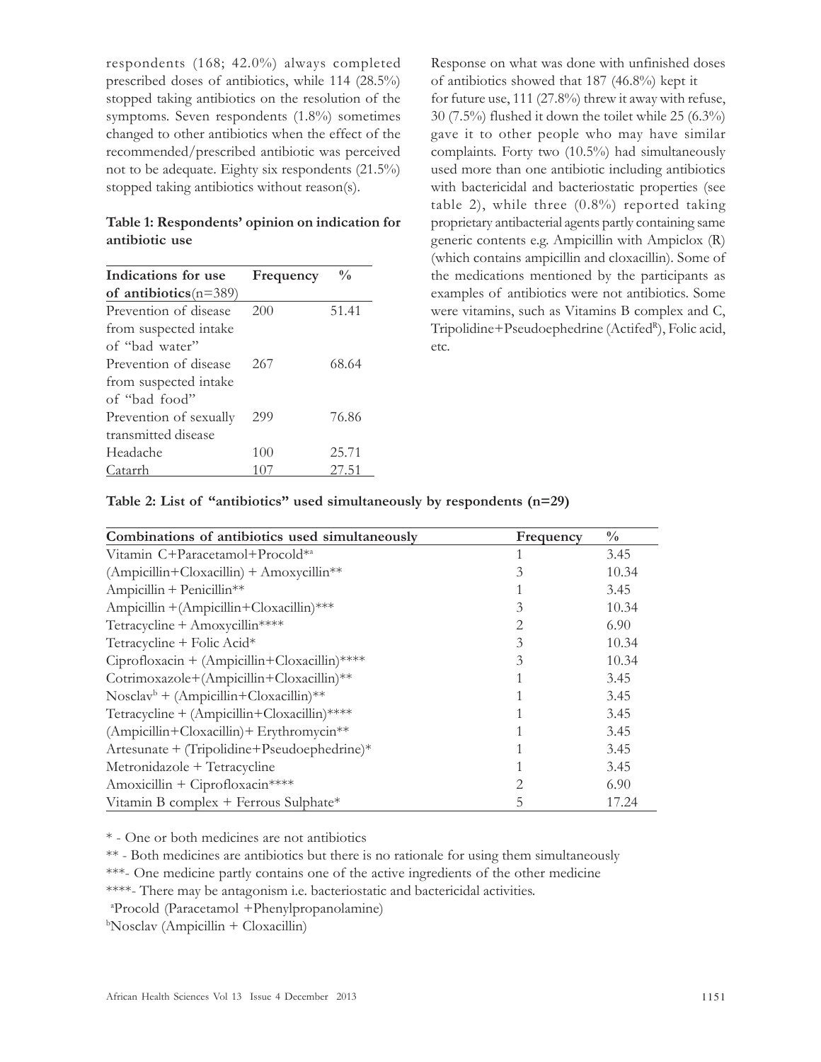respondents (168; 42.0%) always completed prescribed doses of antibiotics, while 114 (28.5%) stopped taking antibiotics on the resolution of the symptoms. Seven respondents (1.8%) sometimes changed to other antibiotics when the effect of the recommended/prescribed antibiotic was perceived not to be adequate. Eighty six respondents (21.5%) stopped taking antibiotics without reason(s).

**Table 1: Respondents' opinion on indication for antibiotic use**

| Indications for use of antibiotics(n=389) | Frequency | % |
|---|---|---|
| Prevention of disease from suspected intake of "bad water" | 200 | 51.41 |
| Prevention of disease from suspected intake of "bad food" | 267 | 68.64 |
| Prevention of sexually transmitted disease | 299 | 76.86 |
| Headache | 100 | 25.71 |
| Catarrh | 107 | 27.51 |

Response on what was done with unfinished doses of antibiotics showed that 187 (46.8%) kept it for future use, 111 (27.8%) threw it away with refuse, 30 (7.5%) flushed it down the toilet while 25 (6.3%) gave it to other people who may have similar complaints. Forty two (10.5%) had simultaneously used more than one antibiotic including antibiotics with bactericidal and bacteriostatic properties (see table 2), while three (0.8%) reported taking proprietary antibacterial agents partly containing same generic contents e.g. Ampicillin with Ampiclox (R) (which contains ampicillin and cloxacillin). Some of the medications mentioned by the participants as examples of antibiotics were not antibiotics. Some were vitamins, such as Vitamins B complex and C, Tripolidine+Pseudoephedrine (Actifed[R]), Folic acid, etc.

**Table 2: List of "antibiotics" used simultaneously by respondents (n=29)**

| Combinations of antibiotics used simultaneously | Frequency | % |
|---|---|---|
| Vitamin C+Paracetamol+Procold*[a] | 1 | 3.45 |
| (Ampicillin+Cloxacillin) + Amoxycillin** | 3 | 10.34 |
| Ampicillin + Penicillin** | 1 | 3.45 |
| Ampicillin +(Ampicillin+Cloxacillin)*** | 3 | 10.34 |
| Tetracycline + Amoxycillin**** | 2 | 6.90 |
| Tetracycline + Folic Acid* | 3 | 10.34 |
| Ciprofloxacin + (Ampicillin+Cloxacillin)**** | 3 | 10.34 |
| Cotrimoxazole+(Ampicillin+Cloxacillin)** | 1 | 3.45 |
| Nosclav[b] + (Ampicillin+Cloxacillin)** | 1 | 3.45 |
| Tetracycline + (Ampicillin+Cloxacillin)**** | 1 | 3.45 |
| (Ampicillin+Cloxacillin)+ Erythromycin** | 1 | 3.45 |
| Artesunate + (Tripolidine+Pseudoephedrine)* | 1 | 3.45 |
| Metronidazole + Tetracycline | 1 | 3.45 |
| Amoxicillin + Ciprofloxacin**** | 2 | 6.90 |
| Vitamin B complex + Ferrous Sulphate* | 5 | 17.24 |

\* - One or both medicines are not antibiotics

** - Both medicines are antibiotics but there is no rationale for using them simultaneously

***- One medicine partly contains one of the active ingredients of the other medicine

****- There may be antagonism i.e. bacteriostatic and bactericidal activities.

[a]Procold (Paracetamol +Phenylpropanolamine)

[b]Nosclav (Ampicillin + Cloxacillin)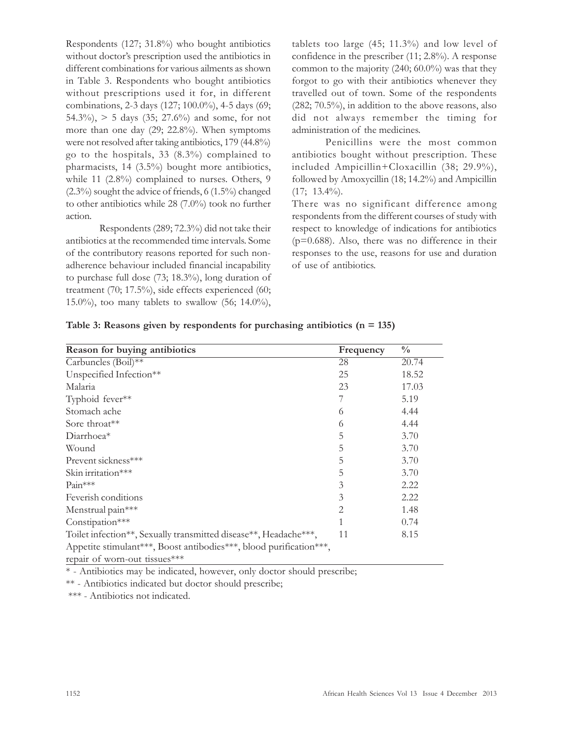Respondents (127; 31.8%) who bought antibiotics without doctor's prescription used the antibiotics in different combinations for various ailments as shown in Table 3. Respondents who bought antibiotics without prescriptions used it for, in different combinations, 2-3 days (127; 100.0%), 4-5 days (69; 54.3%), > 5 days (35; 27.6%) and some, for not more than one day (29; 22.8%). When symptoms were not resolved after taking antibiotics, 179 (44.8%) go to the hospitals, 33 (8.3%) complained to pharmacists, 14 (3.5%) bought more antibiotics, while 11 (2.8%) complained to nurses. Others, 9 (2.3%) sought the advice of friends, 6 (1.5%) changed to other antibiotics while 28 (7.0%) took no further action.

Respondents (289; 72.3%) did not take their antibiotics at the recommended time intervals. Some of the contributory reasons reported for such non-adherence behaviour included financial incapability to purchase full dose (73; 18.3%), long duration of treatment (70; 17.5%), side effects experienced (60; 15.0%), too many tablets to swallow (56; 14.0%), tablets too large (45; 11.3%) and low level of confidence in the prescriber (11; 2.8%). A response common to the majority (240; 60.0%) was that they forgot to go with their antibiotics whenever they travelled out of town. Some of the respondents (282; 70.5%), in addition to the above reasons, also did not always remember the timing for administration of the medicines.

Penicillins were the most common antibiotics bought without prescription. These included Ampicillin+Cloxacillin (38; 29.9%), followed by Amoxycillin (18; 14.2%) and Ampicillin (17; 13.4%).

There was no significant difference among respondents from the different courses of study with respect to knowledge of indications for antibiotics (p=0.688). Also, there was no difference in their responses to the use, reasons for use and duration of use of antibiotics.

**Table 3: Reasons given by respondents for purchasing antibiotics (n = 135)**

| Reason for buying antibiotics | Frequency | % |
|---|---|---|
| Carbuncles (Boil)** | 28 | 20.74 |
| Unspecified Infection** | 25 | 18.52 |
| Malaria | 23 | 17.03 |
| Typhoid fever** | 7 | 5.19 |
| Stomach ache | 6 | 4.44 |
| Sore throat** | 6 | 4.44 |
| Diarrhoea* | 5 | 3.70 |
| Wound | 5 | 3.70 |
| Prevent sickness*** | 5 | 3.70 |
| Skin irritation*** | 5 | 3.70 |
| Pain*** | 3 | 2.22 |
| Feverish conditions | 3 | 2.22 |
| Menstrual pain*** | 2 | 1.48 |
| Constipation*** | 1 | 0.74 |
| Toilet infection**, Sexually transmitted disease**, Headache***, Appetite stimulant***, Boost antibodies***, blood purification***, repair of worn-out tissues*** | 11 | 8.15 |

\* - Antibiotics may be indicated, however, only doctor should prescribe;

** - Antibiotics indicated but doctor should prescribe;

*** - Antibiotics not indicated.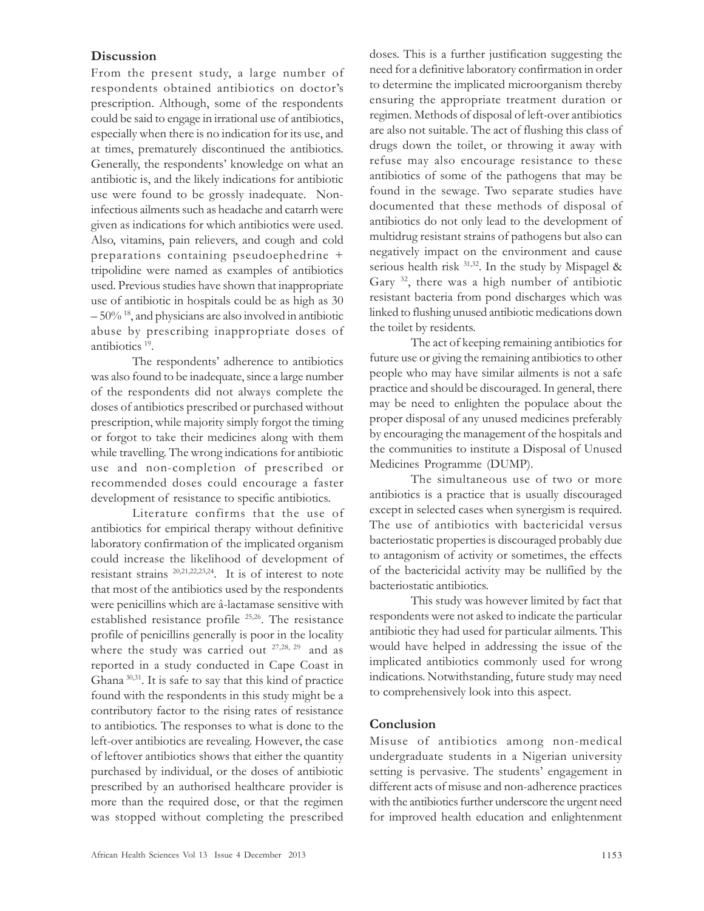## Discussion

From the present study, a large number of respondents obtained antibiotics on doctor's prescription. Although, some of the respondents could be said to engage in irrational use of antibiotics, especially when there is no indication for its use, and at times, prematurely discontinued the antibiotics. Generally, the respondents' knowledge on what an antibiotic is, and the likely indications for antibiotic use were found to be grossly inadequate. Non-infectious ailments such as headache and catarrh were given as indications for which antibiotics were used. Also, vitamins, pain relievers, and cough and cold preparations containing pseudoephedrine + tripolidine were named as examples of antibiotics used. Previous studies have shown that inappropriate use of antibiotic in hospitals could be as high as 30 – 50% [18], and physicians are also involved in antibiotic abuse by prescribing inappropriate doses of antibiotics [19].

The respondents' adherence to antibiotics was also found to be inadequate, since a large number of the respondents did not always complete the doses of antibiotics prescribed or purchased without prescription, while majority simply forgot the timing or forgot to take their medicines along with them while travelling. The wrong indications for antibiotic use and non-completion of prescribed or recommended doses could encourage a faster development of resistance to specific antibiotics.

Literature confirms that the use of antibiotics for empirical therapy without definitive laboratory confirmation of the implicated organism could increase the likelihood of development of resistant strains [20,21,22,23,24]. It is of interest to note that most of the antibiotics used by the respondents were penicillins which are â-lactamase sensitive with established resistance profile [25,26]. The resistance profile of penicillins generally is poor in the locality where the study was carried out [27,28, 29] and as reported in a study conducted in Cape Coast in Ghana [30,31]. It is safe to say that this kind of practice found with the respondents in this study might be a contributory factor to the rising rates of resistance to antibiotics. The responses to what is done to the left-over antibiotics are revealing. However, the case of leftover antibiotics shows that either the quantity purchased by individual, or the doses of antibiotic prescribed by an authorised healthcare provider is more than the required dose, or that the regimen was stopped without completing the prescribed doses. This is a further justification suggesting the need for a definitive laboratory confirmation in order to determine the implicated microorganism thereby ensuring the appropriate treatment duration or regimen. Methods of disposal of left-over antibiotics are also not suitable. The act of flushing this class of drugs down the toilet, or throwing it away with refuse may also encourage resistance to these antibiotics of some of the pathogens that may be found in the sewage. Two separate studies have documented that these methods of disposal of antibiotics do not only lead to the development of multidrug resistant strains of pathogens but also can negatively impact on the environment and cause serious health risk [31,32]. In the study by Mispagel & Gary [32], there was a high number of antibiotic resistant bacteria from pond discharges which was linked to flushing unused antibiotic medications down the toilet by residents.

The act of keeping remaining antibiotics for future use or giving the remaining antibiotics to other people who may have similar ailments is not a safe practice and should be discouraged. In general, there may be need to enlighten the populace about the proper disposal of any unused medicines preferably by encouraging the management of the hospitals and the communities to institute a Disposal of Unused Medicines Programme (DUMP).

The simultaneous use of two or more antibiotics is a practice that is usually discouraged except in selected cases when synergism is required. The use of antibiotics with bactericidal versus bacteriostatic properties is discouraged probably due to antagonism of activity or sometimes, the effects of the bactericidal activity may be nullified by the bacteriostatic antibiotics.

This study was however limited by fact that respondents were not asked to indicate the particular antibiotic they had used for particular ailments. This would have helped in addressing the issue of the implicated antibiotics commonly used for wrong indications. Notwithstanding, future study may need to comprehensively look into this aspect.

## Conclusion

Misuse of antibiotics among non-medical undergraduate students in a Nigerian university setting is pervasive. The students' engagement in different acts of misuse and non-adherence practices with the antibiotics further underscore the urgent need for improved health education and enlightenment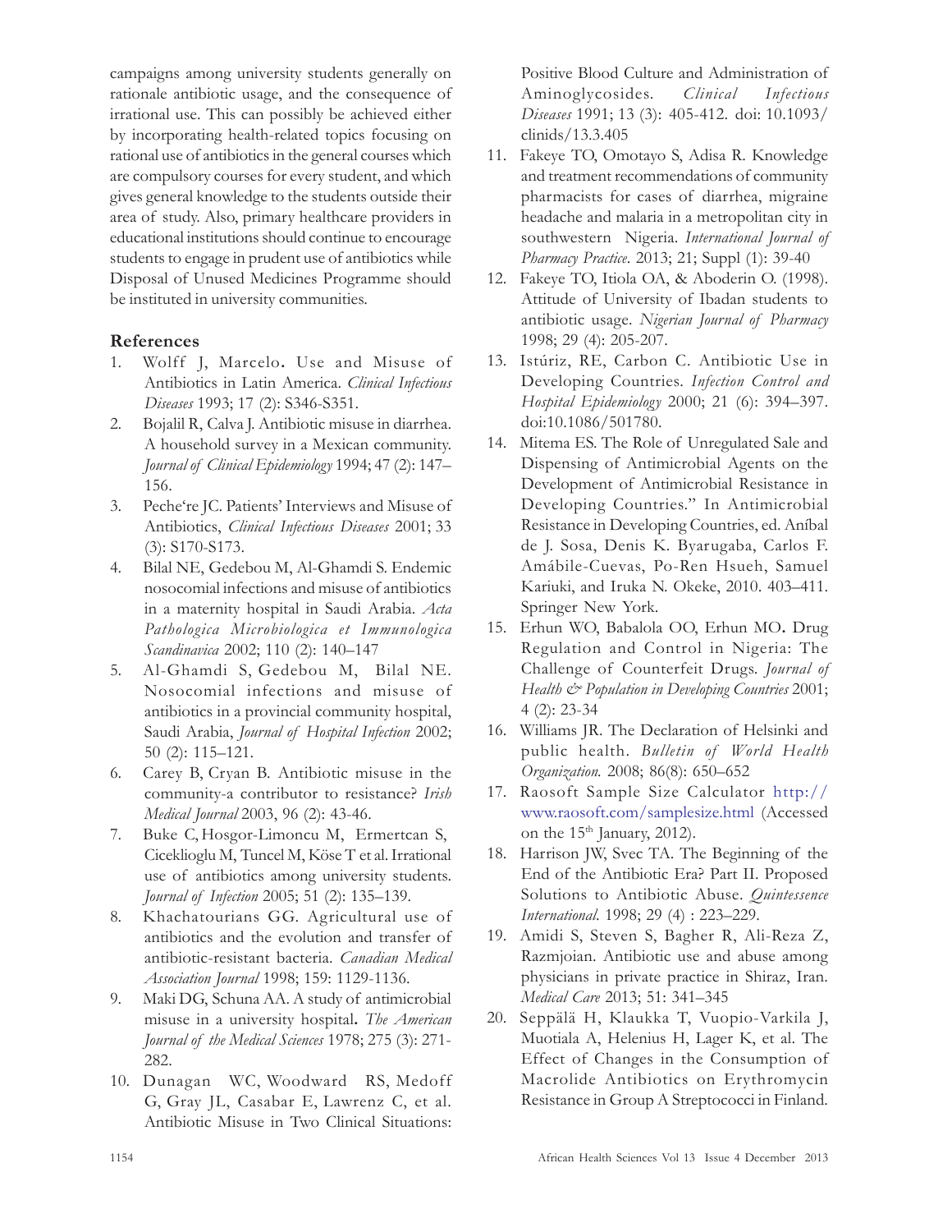campaigns among university students generally on rationale antibiotic usage, and the consequence of irrational use. This can possibly be achieved either by incorporating health-related topics focusing on rational use of antibiotics in the general courses which are compulsory courses for every student, and which gives general knowledge to the students outside their area of study. Also, primary healthcare providers in educational institutions should continue to encourage students to engage in prudent use of antibiotics while Disposal of Unused Medicines Programme should be instituted in university communities.

## References

1. Wolff J, Marcelo**.** Use and Misuse of Antibiotics in Latin America. *Clinical Infectious Diseases* 1993; 17 (2): S346-S351.
2. Bojalil R, Calva J. Antibiotic misuse in diarrhea. A household survey in a Mexican community. *Journal of Clinical Epidemiology* 1994; 47 (2): 147–156.
3. Peche're JC. Patients' Interviews and Misuse of Antibiotics, *Clinical Infectious Diseases* 2001; 33 (3): S170-S173.
4. Bilal NE, Gedebou M, Al-Ghamdi S. Endemic nosocomial infections and misuse of antibiotics in a maternity hospital in Saudi Arabia. *Acta Pathologica Microbiologica et Immunologica Scandinavica* 2002; 110 (2): 140–147
5. Al-Ghamdi S, Gedebou M, Bilal NE. Nosocomial infections and misuse of antibiotics in a provincial community hospital, Saudi Arabia, *Journal of Hospital Infection* 2002; 50 (2): 115–121.
6. Carey B, Cryan B. Antibiotic misuse in the community-a contributor to resistance? *Irish Medical Journal* 2003, 96 (2): 43-46.
7. Buke C, Hosgor-Limoncu M, Ermertcan S, Ciceklioglu M, Tuncel M, Köse T et al. Irrational use of antibiotics among university students. *Journal of Infection* 2005; 51 (2): 135–139.
8. Khachatourians GG. Agricultural use of antibiotics and the evolution and transfer of antibiotic-resistant bacteria. *Canadian Medical Association Journal* 1998; 159: 1129-1136.
9. Maki DG, Schuna AA. A study of antimicrobial misuse in a university hospital**.** *The American Journal of the Medical Sciences* 1978; 275 (3): 271-282.
10. Dunagan WC, Woodward RS, Medoff G, Gray JL, Casabar E, Lawrenz C, et al. Antibiotic Misuse in Two Clinical Situations: Positive Blood Culture and Administration of Aminoglycosides. *Clinical Infectious Diseases* 1991; 13 (3): 405-412. doi: 10.1093/clinids/13.3.405
11. Fakeye TO, Omotayo S, Adisa R. Knowledge and treatment recommendations of community pharmacists for cases of diarrhea, migraine headache and malaria in a metropolitan city in southwestern Nigeria. *International Journal of Pharmacy Practice*. 2013; 21; Suppl (1): 39-40
12. Fakeye TO, Itiola OA, & Aboderin O. (1998). Attitude of University of Ibadan students to antibiotic usage. *Nigerian Journal of Pharmacy* 1998; 29 (4): 205-207.
13. Istúriz, RE, Carbon C. Antibiotic Use in Developing Countries. *Infection Control and Hospital Epidemiology* 2000; 21 (6): 394–397. doi:10.1086/501780.
14. Mitema ES. The Role of Unregulated Sale and Dispensing of Antimicrobial Agents on the Development of Antimicrobial Resistance in Developing Countries." In Antimicrobial Resistance in Developing Countries, ed. Aníbal de J. Sosa, Denis K. Byarugaba, Carlos F. Amábile-Cuevas, Po-Ren Hsueh, Samuel Kariuki, and Iruka N. Okeke, 2010. 403–411. Springer New York.
15. Erhun WO, Babalola OO, Erhun MO**.** Drug Regulation and Control in Nigeria: The Challenge of Counterfeit Drugs. *Journal of Health & Population in Developing Countries* 2001; 4 (2): 23-34
16. Williams JR. The Declaration of Helsinki and public health. *Bulletin of World Health Organization.* 2008; 86(8): 650–652
17. Raosoft Sample Size Calculator http://www.raosoft.com/samplesize.html (Accessed on the 15th January, 2012).
18. Harrison JW, Svec TA. The Beginning of the End of the Antibiotic Era? Part II. Proposed Solutions to Antibiotic Abuse. *Quintessence International.* 1998; 29 (4) : 223–229.
19. Amidi S, Steven S, Bagher R, Ali-Reza Z, Razmjoian. Antibiotic use and abuse among physicians in private practice in Shiraz, Iran. *Medical Care* 2013; 51: 341–345
20. Seppälä H, Klaukka T, Vuopio-Varkila J, Muotiala A, Helenius H, Lager K, et al. The Effect of Changes in the Consumption of Macrolide Antibiotics on Erythromycin Resistance in Group A Streptococci in Finland.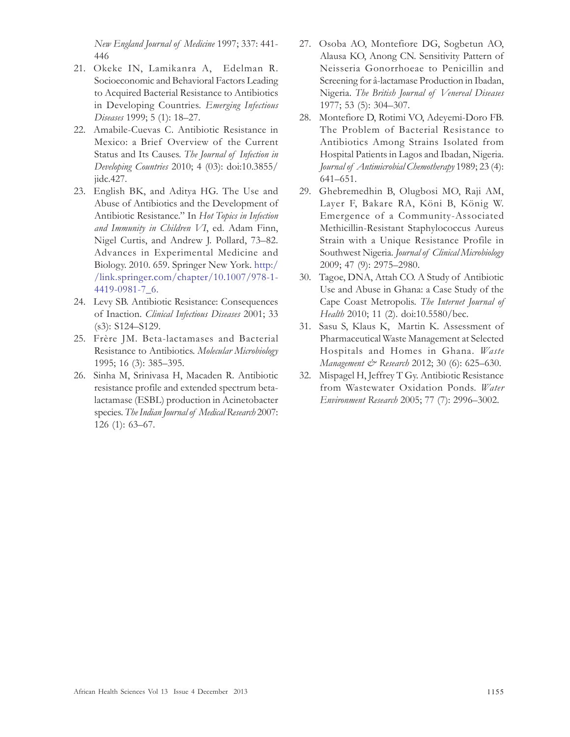*New England Journal of Medicine* 1997; 337: 441-446

21. Okeke IN, Lamikanra A, Edelman R. Socioeconomic and Behavioral Factors Leading to Acquired Bacterial Resistance to Antibiotics in Developing Countries. *Emerging Infectious Diseases* 1999; 5 (1): 18–27.
22. Amabile-Cuevas C. Antibiotic Resistance in Mexico: a Brief Overview of the Current Status and Its Causes. *The Journal of Infection in Developing Countries* 2010; 4 (03): doi:10.3855/jidc.427.
23. English BK, and Aditya HG. The Use and Abuse of Antibiotics and the Development of Antibiotic Resistance." In *Hot Topics in Infection and Immunity in Children VI*, ed. Adam Finn, Nigel Curtis, and Andrew J. Pollard, 73–82. Advances in Experimental Medicine and Biology. 2010. 659. Springer New York. http://link.springer.com/chapter/10.1007/978-1-4419-0981-7_6.
24. Levy SB. Antibiotic Resistance: Consequences of Inaction. *Clinical Infectious Diseases* 2001; 33 (s3): S124–S129.
25. Frère JM. Beta-lactamases and Bacterial Resistance to Antibiotics. *Molecular Microbiology* 1995; 16 (3): 385–395.
26. Sinha M, Srinivasa H, Macaden R. Antibiotic resistance profile and extended spectrum beta-lactamase (ESBL) production in Acinetobacter species. *The Indian Journal of Medical Research* 2007: 126 (1): 63–67.
27. Osoba AO, Montefiore DG, Sogbetun AO, Alausa KO, Anong CN. Sensitivity Pattern of Neisseria Gonorrhoeae to Penicillin and Screening for â-lactamase Production in Ibadan, Nigeria. *The British Journal of Venereal Diseases* 1977; 53 (5): 304–307.
28. Montefiore D, Rotimi VO, Adeyemi-Doro FB. The Problem of Bacterial Resistance to Antibiotics Among Strains Isolated from Hospital Patients in Lagos and Ibadan, Nigeria. *Journal of Antimicrobial Chemotherapy* 1989; 23 (4): 641–651.
29. Ghebremedhin B, Olugbosi MO, Raji AM, Layer F, Bakare RA, Köni B, König W. Emergence of a Community-Associated Methicillin-Resistant Staphylococcus Aureus Strain with a Unique Resistance Profile in Southwest Nigeria. *Journal of Clinical Microbiology* 2009; 47 (9): 2975–2980.
30. Tagoe, DNA, Attah CO. A Study of Antibiotic Use and Abuse in Ghana: a Case Study of the Cape Coast Metropolis. *The Internet Journal of Health* 2010; 11 (2). doi:10.5580/bec.
31. Sasu S, Klaus K, Martin K. Assessment of Pharmaceutical Waste Management at Selected Hospitals and Homes in Ghana. *Waste Management & Research* 2012; 30 (6): 625–630.
32. Mispagel H, Jeffrey T Gy. Antibiotic Resistance from Wastewater Oxidation Ponds. *Water Environment Research* 2005; 77 (7): 2996–3002.